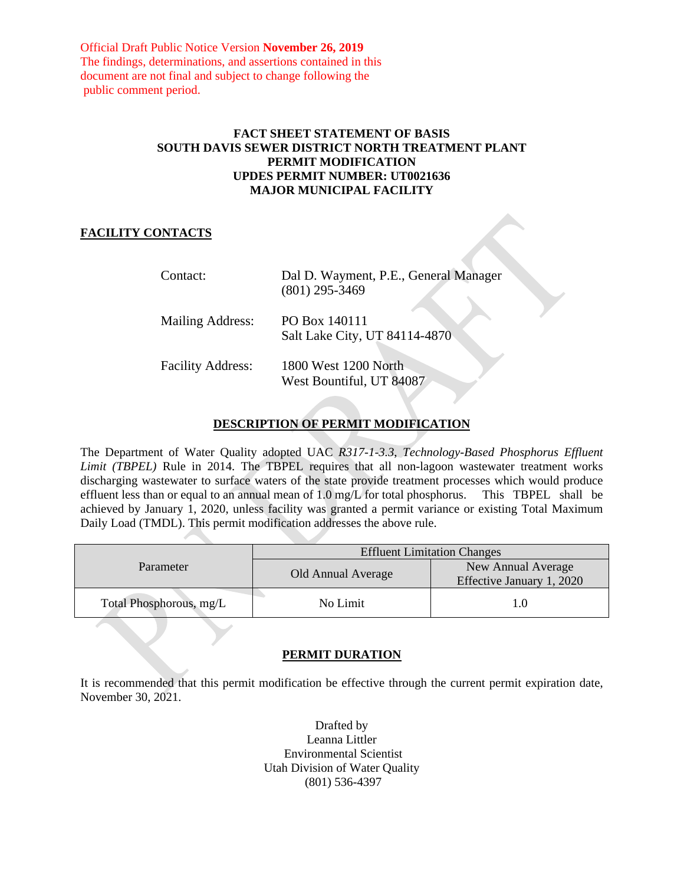Official Draft Public Notice Version **November 26, 2019**
The findings, determinations, and assertions contained in this document are not final and subject to change following the public comment period.

**FACT SHEET STATEMENT OF BASIS**
**SOUTH DAVIS SEWER DISTRICT NORTH TREATMENT PLANT**
**PERMIT MODIFICATION**
**UPDES PERMIT NUMBER: UT0021636**
**MAJOR MUNICIPAL FACILITY**

## FACILITY CONTACTS

| | |
|---|---|
| Contact: | Dal D. Wayment, P.E., General Manager<br>(801) 295-3469 |
| Mailing Address: | PO Box 140111<br>Salt Lake City, UT 84114-4870 |
| Facility Address: | 1800 West 1200 North<br>West Bountiful, UT 84087 |

## DESCRIPTION OF PERMIT MODIFICATION

The Department of Water Quality adopted UAC *R317-1-3.3*, *Technology-Based Phosphorus Effluent Limit (TBPEL)* Rule in 2014. The TBPEL requires that all non-lagoon wastewater treatment works discharging wastewater to surface waters of the state provide treatment processes which would produce effluent less than or equal to an annual mean of 1.0 mg/L for total phosphorus. This TBPEL shall be achieved by January 1, 2020, unless facility was granted a permit variance or existing Total Maximum Daily Load (TMDL). This permit modification addresses the above rule.

| Parameter | Effluent Limitation Changes | |
|---|---|---|
| | Old Annual Average | New Annual Average Effective January 1, 2020 |
| Total Phosphorous, mg/L | No Limit | 1.0 |

## PERMIT DURATION

It is recommended that this permit modification be effective through the current permit expiration date, November 30, 2021.

Drafted by
Leanna Littler
Environmental Scientist
Utah Division of Water Quality
(801) 536-4397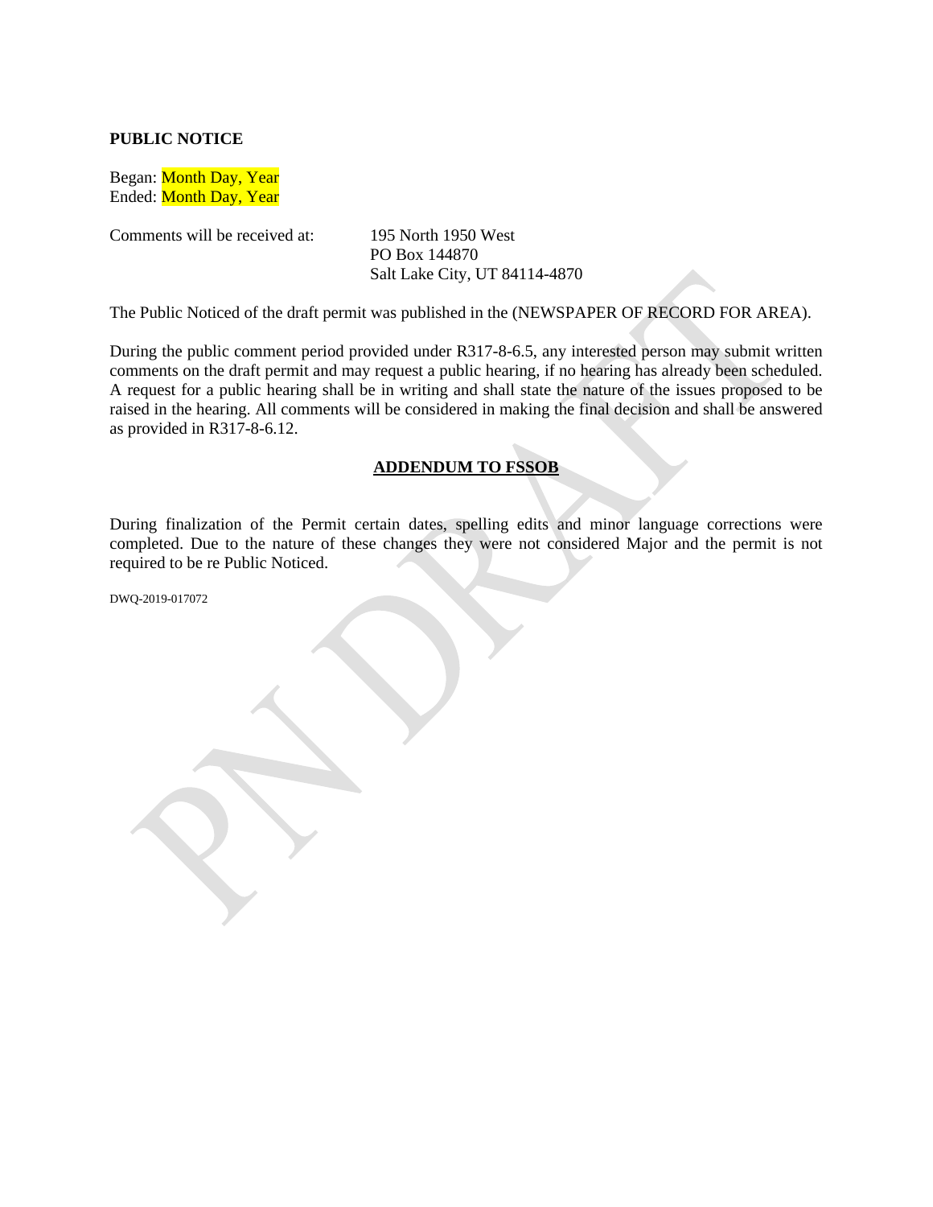**PUBLIC NOTICE**

Began: Month Day, Year
Ended: Month Day, Year

Comments will be received at: 195 North 1950 West
PO Box 144870
Salt Lake City, UT 84114-4870

The Public Noticed of the draft permit was published in the (NEWSPAPER OF RECORD FOR AREA).

During the public comment period provided under R317-8-6.5, any interested person may submit written comments on the draft permit and may request a public hearing, if no hearing has already been scheduled. A request for a public hearing shall be in writing and shall state the nature of the issues proposed to be raised in the hearing. All comments will be considered in making the final decision and shall be answered as provided in R317-8-6.12.

## ADDENDUM TO FSSOB

During finalization of the Permit certain dates, spelling edits and minor language corrections were completed. Due to the nature of these changes they were not considered Major and the permit is not required to be re Public Noticed.

DWQ-2019-017072